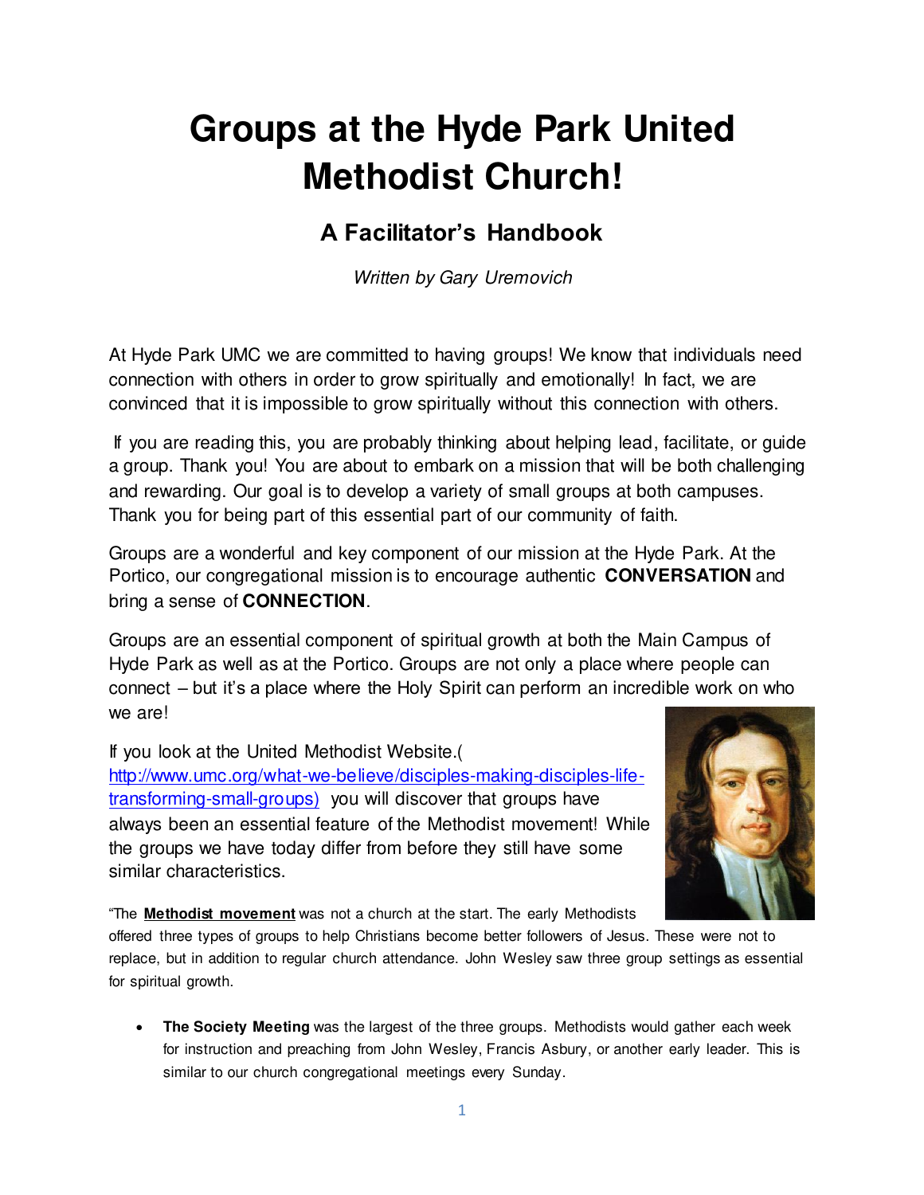# Groups at the Hyde Park United Methodist Church!

## A Facilitator's Handbook

*Written by Gary Uremovich*

At Hyde Park UMC we are committed to having groups! We know that individuals need connection with others in order to grow spiritually and emotionally! In fact, we are convinced that it is impossible to grow spiritually without this connection with others.

If you are reading this, you are probably thinking about helping lead, facilitate, or guide a group. Thank you! You are about to embark on a mission that will be both challenging and rewarding. Our goal is to develop a variety of small groups at both campuses. Thank you for being part of this essential part of our community of faith.

Groups are a wonderful and key component of our mission at the Hyde Park. At the Portico, our congregational mission is to encourage authentic **CONVERSATION** and bring a sense of **CONNECTION**.

Groups are an essential component of spiritual growth at both the Main Campus of Hyde Park as well as at the Portico. Groups are not only a place where people can connect – but it's a place where the Holy Spirit can perform an incredible work on who we are!

If you look at the United Methodist Website.( http://www.umc.org/what-we-believe/disciples-making-disciples-life-transforming-small-groups) you will discover that groups have always been an essential feature of the Methodist movement! While the groups we have today differ from before they still have some similar characteristics.

"The **Methodist movement** was not a church at the start. The early Methodists offered three types of groups to help Christians become better followers of Jesus. These were not to replace, but in addition to regular church attendance. John Wesley saw three group settings as essential for spiritual growth.

- **The Society Meeting** was the largest of the three groups. Methodists would gather each week for instruction and preaching from John Wesley, Francis Asbury, or another early leader. This is similar to our church congregational meetings every Sunday.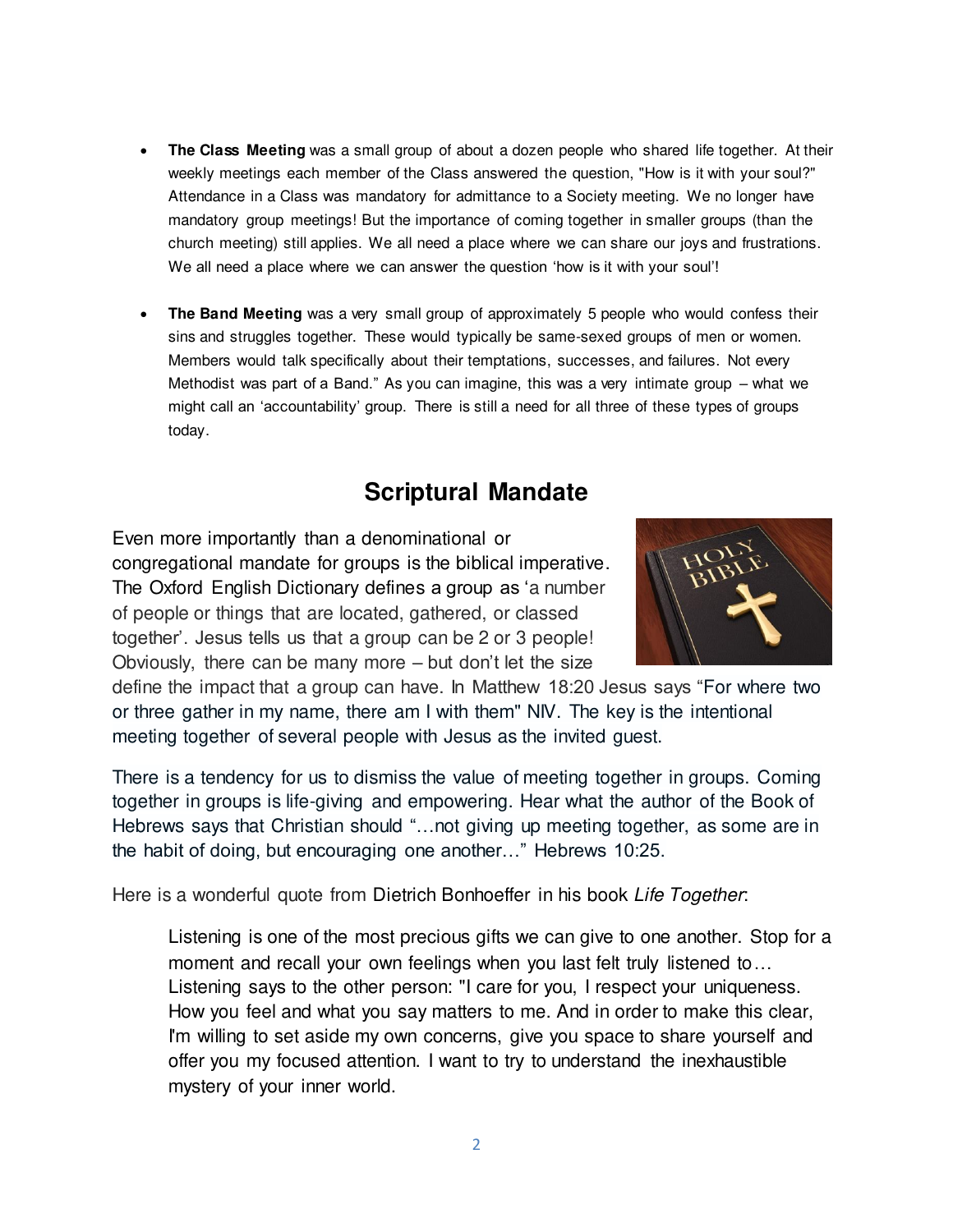- **The Class Meeting** was a small group of about a dozen people who shared life together. At their weekly meetings each member of the Class answered the question, "How is it with your soul?" Attendance in a Class was mandatory for admittance to a Society meeting. We no longer have mandatory group meetings! But the importance of coming together in smaller groups (than the church meeting) still applies. We all need a place where we can share our joys and frustrations. We all need a place where we can answer the question 'how is it with your soul'!

- **The Band Meeting** was a very small group of approximately 5 people who would confess their sins and struggles together. These would typically be same-sexed groups of men or women. Members would talk specifically about their temptations, successes, and failures. Not every Methodist was part of a Band." As you can imagine, this was a very intimate group – what we might call an 'accountability' group. There is still a need for all three of these types of groups today.

## Scriptural Mandate

Even more importantly than a denominational or congregational mandate for groups is the biblical imperative. The Oxford English Dictionary defines a group as 'a number of people or things that are located, gathered, or classed together'. Jesus tells us that a group can be 2 or 3 people! Obviously, there can be many more – but don't let the size define the impact that a group can have. In Matthew 18:20 Jesus says "For where two or three gather in my name, there am I with them" NIV. The key is the intentional meeting together of several people with Jesus as the invited guest.

There is a tendency for us to dismiss the value of meeting together in groups. Coming together in groups is life-giving and empowering. Hear what the author of the Book of Hebrews says that Christian should "…not giving up meeting together, as some are in the habit of doing, but encouraging one another…" Hebrews 10:25.

Here is a wonderful quote from Dietrich Bonhoeffer in his book *Life Together*:

> Listening is one of the most precious gifts we can give to one another. Stop for a moment and recall your own feelings when you last felt truly listened to… Listening says to the other person: "I care for you, I respect your uniqueness. How you feel and what you say matters to me. And in order to make this clear, I'm willing to set aside my own concerns, give you space to share yourself and offer you my focused attention. I want to try to understand the inexhaustible mystery of your inner world.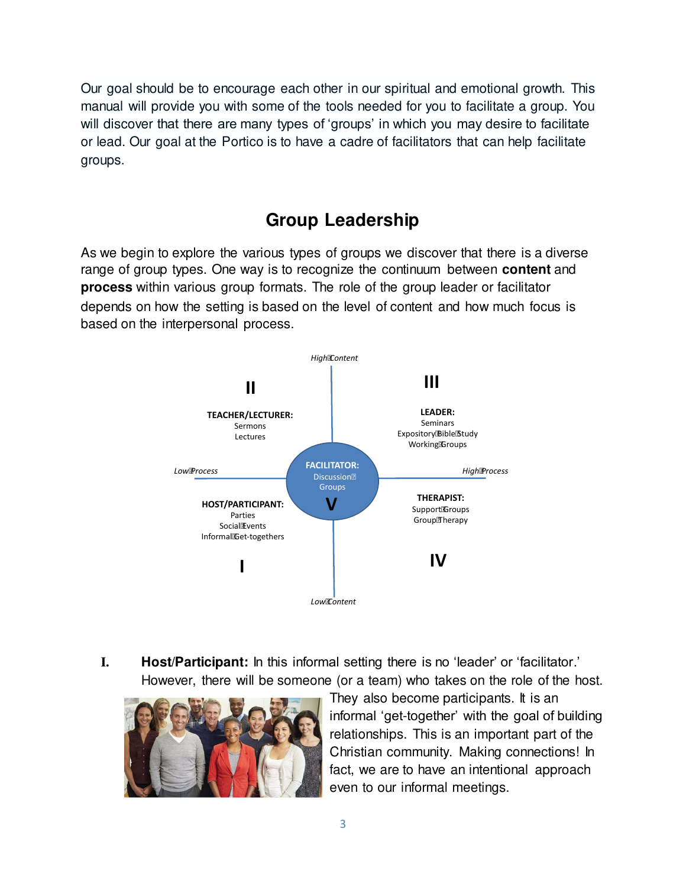Our goal should be to encourage each other in our spiritual and emotional growth. This manual will provide you with some of the tools needed for you to facilitate a group. You will discover that there are many types of 'groups' in which you may desire to facilitate or lead. Our goal at the Portico is to have a cadre of facilitators that can help facilitate groups.

## Group Leadership

As we begin to explore the various types of groups we discover that there is a diverse range of group types. One way is to recognize the continuum between **content** and **process** within various group formats. The role of the group leader or facilitator depends on how the setting is based on the level of content and how much focus is based on the interpersonal process.

*High Content*

**II**

**TEACHER/LECTURER:**
Sermons
Lectures

**III**

**LEADER:**
Seminars
Expository Bible Study
Working Groups

*Low Process* — *High Process*

**FACILITATOR:**
Discussion Groups
**V**

**HOST/PARTICIPANT:**
Parties
Social Events
Informal Get-togethers

**I**

**THERAPIST:**
Support Groups
Group Therapy

**IV**

*Low Content*

**I.** **Host/Participant:** In this informal setting there is no 'leader' or 'facilitator.' However, there will be someone (or a team) who takes on the role of the host. They also become participants. It is an informal 'get-together' with the goal of building relationships. This is an important part of the Christian community. Making connections! In fact, we are to have an intentional approach even to our informal meetings.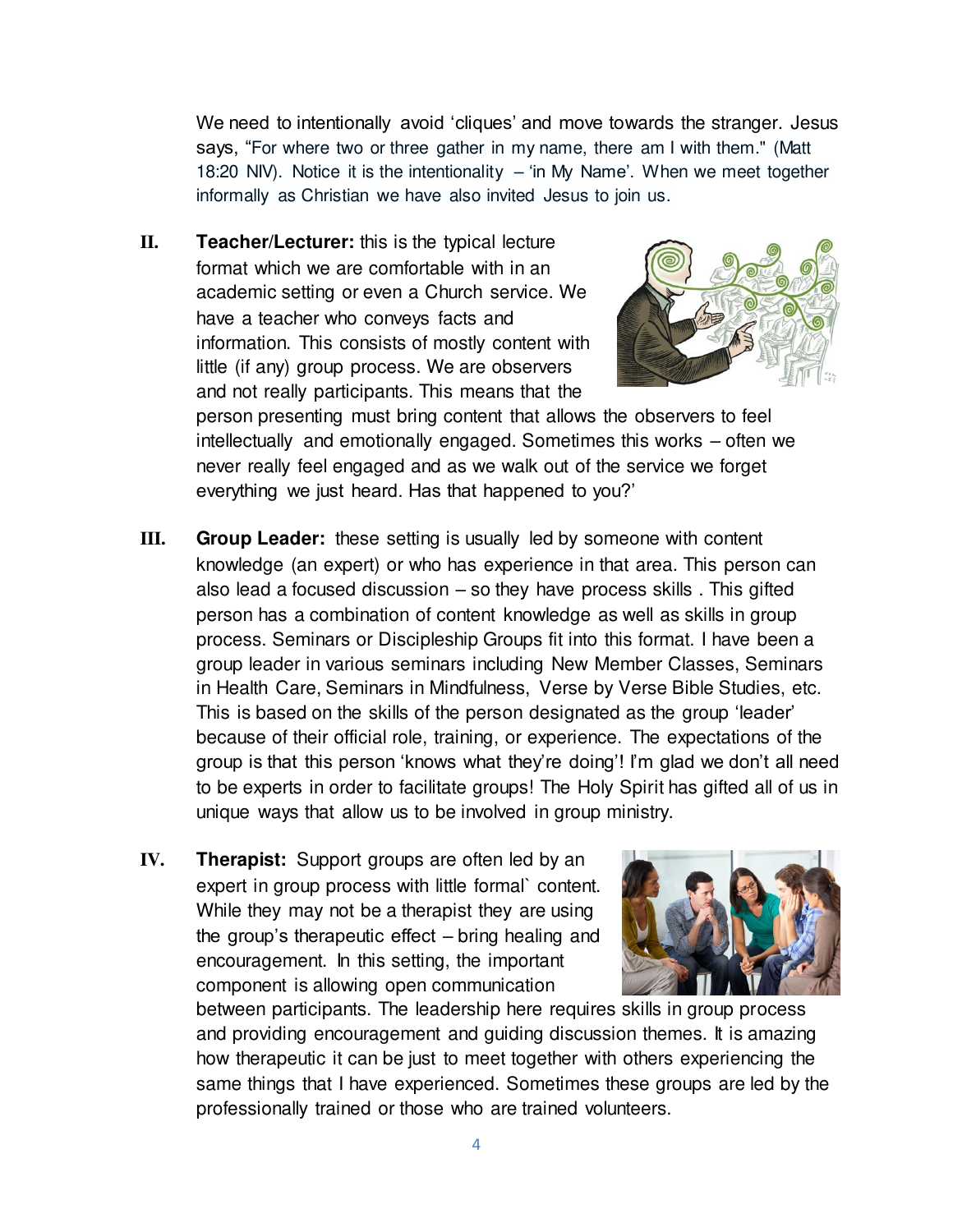We need to intentionally avoid 'cliques' and move towards the stranger. Jesus says, "For where two or three gather in my name, there am I with them." (Matt 18:20 NIV). Notice it is the intentionality – 'in My Name'. When we meet together informally as Christian we have also invited Jesus to join us.

II. **Teacher/Lecturer:** this is the typical lecture format which we are comfortable with in an academic setting or even a Church service. We have a teacher who conveys facts and information. This consists of mostly content with little (if any) group process. We are observers and not really participants. This means that the person presenting must bring content that allows the observers to feel intellectually and emotionally engaged. Sometimes this works – often we never really feel engaged and as we walk out of the service we forget everything we just heard. Has that happened to you?'

III. **Group Leader:** these setting is usually led by someone with content knowledge (an expert) or who has experience in that area. This person can also lead a focused discussion – so they have process skills . This gifted person has a combination of content knowledge as well as skills in group process. Seminars or Discipleship Groups fit into this format. I have been a group leader in various seminars including New Member Classes, Seminars in Health Care, Seminars in Mindfulness, Verse by Verse Bible Studies, etc. This is based on the skills of the person designated as the group 'leader' because of their official role, training, or experience. The expectations of the group is that this person 'knows what they're doing'! I'm glad we don't all need to be experts in order to facilitate groups! The Holy Spirit has gifted all of us in unique ways that allow us to be involved in group ministry.

IV. **Therapist:** Support groups are often led by an expert in group process with little formal` content. While they may not be a therapist they are using the group's therapeutic effect – bring healing and encouragement. In this setting, the important component is allowing open communication between participants. The leadership here requires skills in group process and providing encouragement and guiding discussion themes. It is amazing how therapeutic it can be just to meet together with others experiencing the same things that I have experienced. Sometimes these groups are led by the professionally trained or those who are trained volunteers.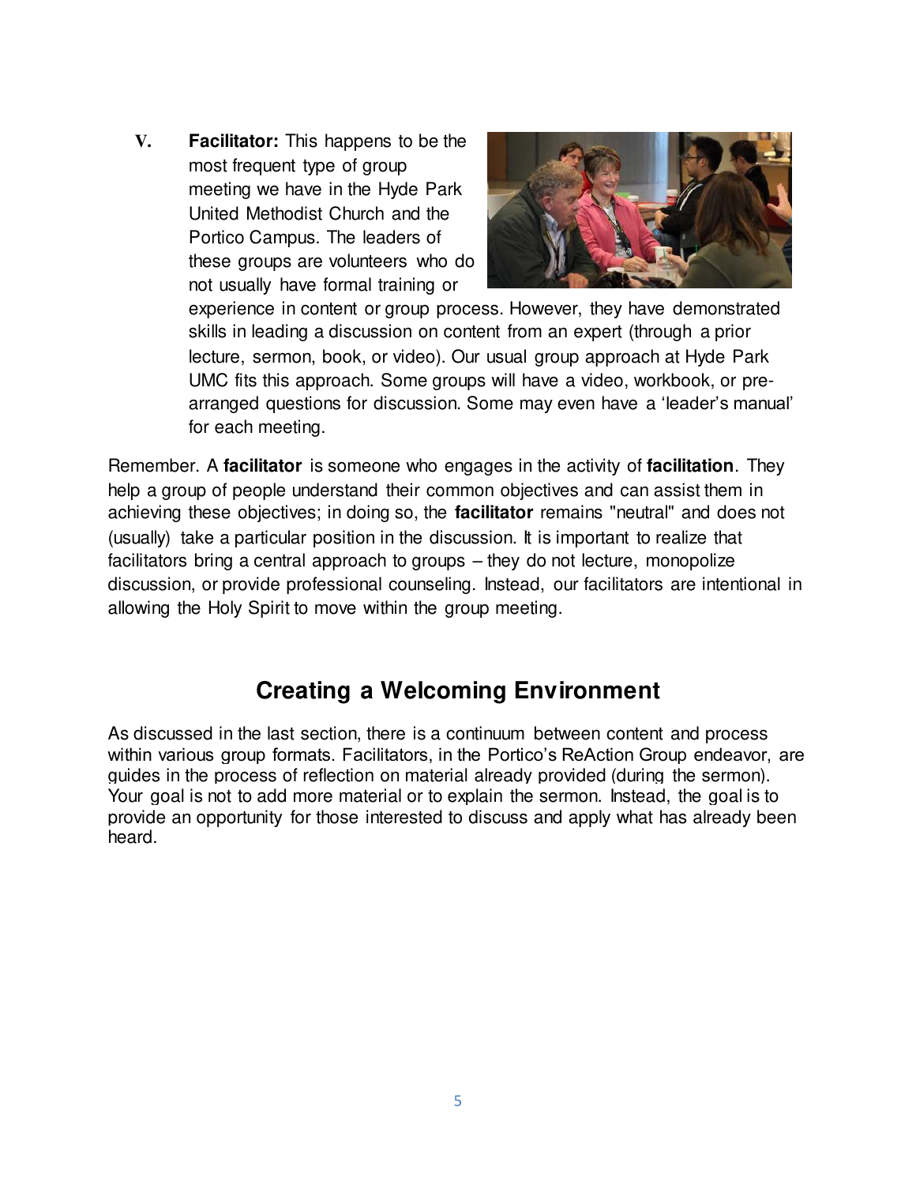V. **Facilitator:** This happens to be the most frequent type of group meeting we have in the Hyde Park United Methodist Church and the Portico Campus. The leaders of these groups are volunteers who do not usually have formal training or experience in content or group process. However, they have demonstrated skills in leading a discussion on content from an expert (through a prior lecture, sermon, book, or video). Our usual group approach at Hyde Park UMC fits this approach. Some groups will have a video, workbook, or pre-arranged questions for discussion. Some may even have a 'leader's manual' for each meeting.

Remember. A **facilitator** is someone who engages in the activity of **facilitation**. They help a group of people understand their common objectives and can assist them in achieving these objectives; in doing so, the **facilitator** remains "neutral" and does not (usually) take a particular position in the discussion. It is important to realize that facilitators bring a central approach to groups – they do not lecture, monopolize discussion, or provide professional counseling. Instead, our facilitators are intentional in allowing the Holy Spirit to move within the group meeting.

## Creating a Welcoming Environment

As discussed in the last section, there is a continuum between content and process within various group formats. Facilitators, in the Portico's ReAction Group endeavor, are guides in the process of reflection on material already provided (during the sermon). Your goal is not to add more material or to explain the sermon. Instead, the goal is to provide an opportunity for those interested to discuss and apply what has already been heard.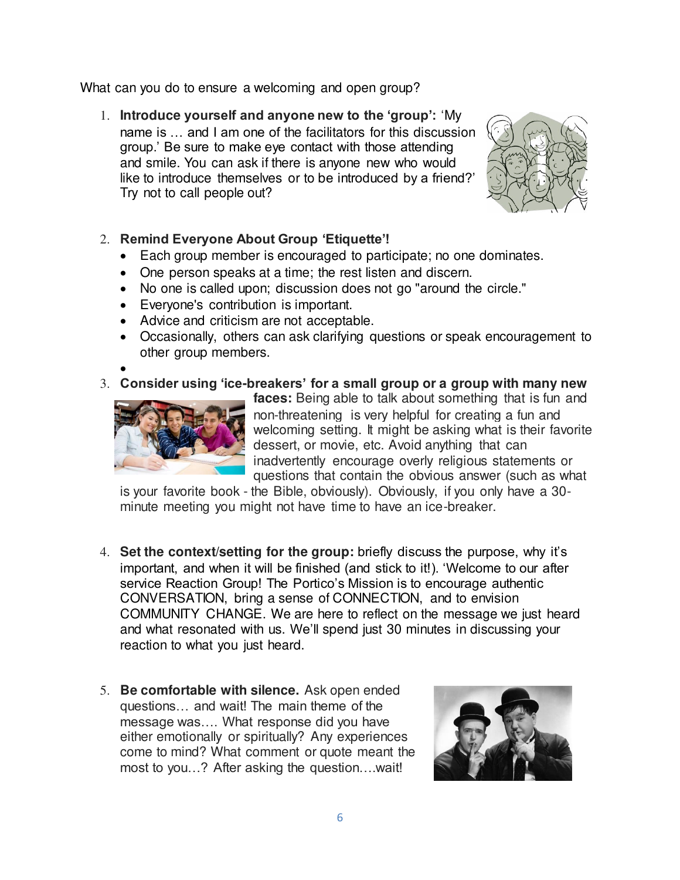What can you do to ensure a welcoming and open group?

1. **Introduce yourself and anyone new to the 'group':** 'My name is … and I am one of the facilitators for this discussion group.' Be sure to make eye contact with those attending and smile. You can ask if there is anyone new who would like to introduce themselves or to be introduced by a friend?' Try not to call people out?

2. **Remind Everyone About Group 'Etiquette'!**
   - Each group member is encouraged to participate; no one dominates.
   - One person speaks at a time; the rest listen and discern.
   - No one is called upon; discussion does not go "around the circle."
   - Everyone's contribution is important.
   - Advice and criticism are not acceptable.
   - Occasionally, others can ask clarifying questions or speak encouragement to other group members.

3. **Consider using 'ice-breakers' for a small group or a group with many new faces:** Being able to talk about something that is fun and non-threatening is very helpful for creating a fun and welcoming setting. It might be asking what is their favorite dessert, or movie, etc. Avoid anything that can inadvertently encourage overly religious statements or questions that contain the obvious answer (such as what is your favorite book - the Bible, obviously). Obviously, if you only have a 30-minute meeting you might not have time to have an ice-breaker.

4. **Set the context/setting for the group:** briefly discuss the purpose, why it's important, and when it will be finished (and stick to it!). 'Welcome to our after service Reaction Group! The Portico's Mission is to encourage authentic CONVERSATION, bring a sense of CONNECTION, and to envision COMMUNITY CHANGE. We are here to reflect on the message we just heard and what resonated with us. We'll spend just 30 minutes in discussing your reaction to what you just heard.

5. **Be comfortable with silence.** Ask open ended questions… and wait! The main theme of the message was…. What response did you have either emotionally or spiritually? Any experiences come to mind? What comment or quote meant the most to you…? After asking the question….wait!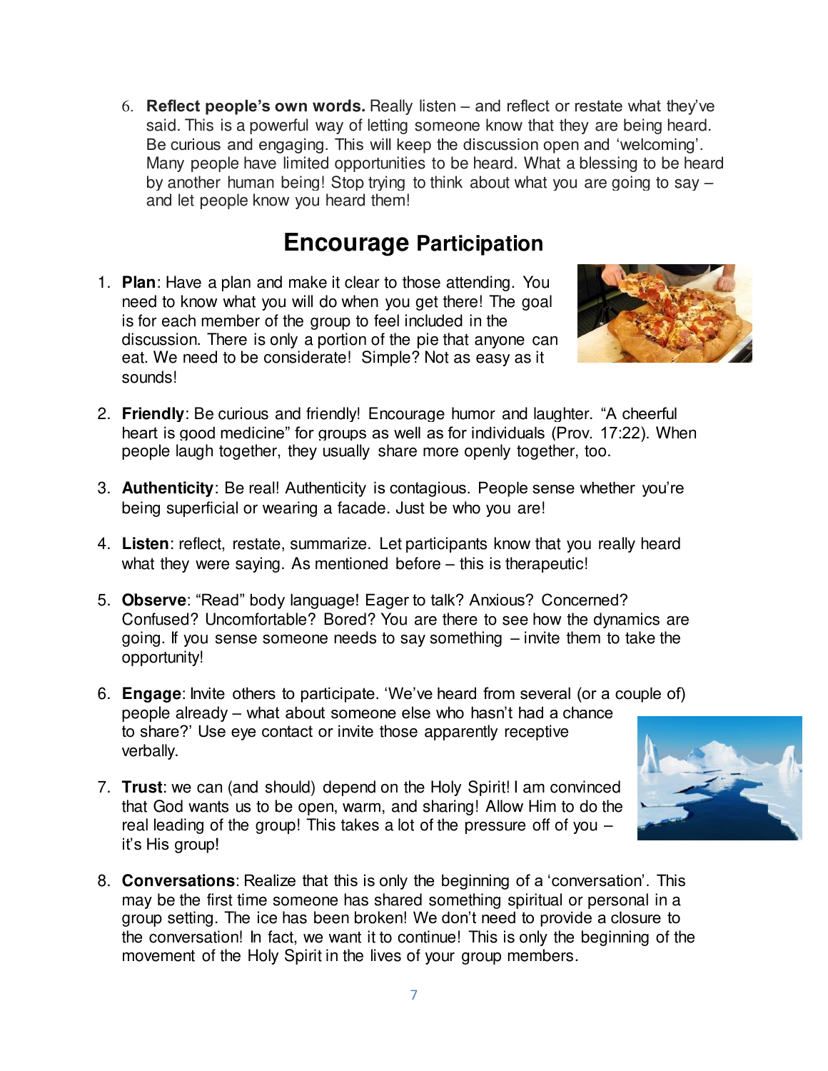6. **Reflect people's own words.** Really listen – and reflect or restate what they've said. This is a powerful way of letting someone know that they are being heard. Be curious and engaging. This will keep the discussion open and 'welcoming'. Many people have limited opportunities to be heard. What a blessing to be heard by another human being! Stop trying to think about what you are going to say – and let people know you heard them!

## Encourage Participation

1. **Plan**: Have a plan and make it clear to those attending. You need to know what you will do when you get there! The goal is for each member of the group to feel included in the discussion. There is only a portion of the pie that anyone can eat. We need to be considerate! Simple? Not as easy as it sounds!

2. **Friendly**: Be curious and friendly! Encourage humor and laughter. "A cheerful heart is good medicine" for groups as well as for individuals (Prov. 17:22). When people laugh together, they usually share more openly together, too.

3. **Authenticity**: Be real! Authenticity is contagious. People sense whether you're being superficial or wearing a facade. Just be who you are!

4. **Listen**: reflect, restate, summarize. Let participants know that you really heard what they were saying. As mentioned before – this is therapeutic!

5. **Observe**: "Read" body language! Eager to talk? Anxious? Concerned? Confused? Uncomfortable? Bored? You are there to see how the dynamics are going. If you sense someone needs to say something – invite them to take the opportunity!

6. **Engage**: Invite others to participate. 'We've heard from several (or a couple of) people already – what about someone else who hasn't had a chance to share?' Use eye contact or invite those apparently receptive verbally.

7. **Trust**: we can (and should) depend on the Holy Spirit! I am convinced that God wants us to be open, warm, and sharing! Allow Him to do the real leading of the group! This takes a lot of the pressure off of you – it's His group!

8. **Conversations**: Realize that this is only the beginning of a 'conversation'. This may be the first time someone has shared something spiritual or personal in a group setting. The ice has been broken! We don't need to provide a closure to the conversation! In fact, we want it to continue! This is only the beginning of the movement of the Holy Spirit in the lives of your group members.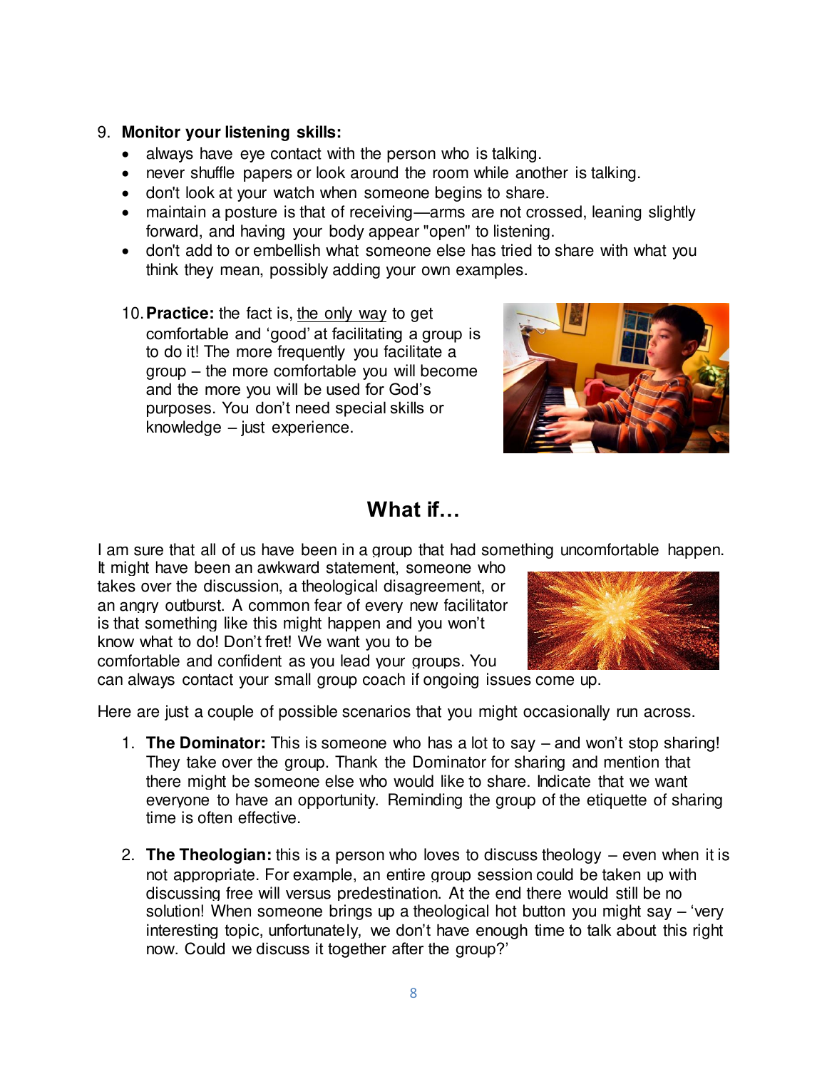9. **Monitor your listening skills:**
    - always have eye contact with the person who is talking.
    - never shuffle papers or look around the room while another is talking.
    - don't look at your watch when someone begins to share.
    - maintain a posture is that of receiving—arms are not crossed, leaning slightly forward, and having your body appear "open" to listening.
    - don't add to or embellish what someone else has tried to share with what you think they mean, possibly adding your own examples.

10. **Practice:** the fact is, <u>the only way</u> to get comfortable and 'good' at facilitating a group is to do it! The more frequently you facilitate a group – the more comfortable you will become and the more you will be used for God's purposes. You don't need special skills or knowledge – just experience.

## What if…

I am sure that all of us have been in a group that had something uncomfortable happen. It might have been an awkward statement, someone who takes over the discussion, a theological disagreement, or an angry outburst. A common fear of every new facilitator is that something like this might happen and you won't know what to do! Don't fret! We want you to be comfortable and confident as you lead your groups. You can always contact your small group coach if ongoing issues come up.

Here are just a couple of possible scenarios that you might occasionally run across.

1. **The Dominator:** This is someone who has a lot to say – and won't stop sharing! They take over the group. Thank the Dominator for sharing and mention that there might be someone else who would like to share. Indicate that we want everyone to have an opportunity. Reminding the group of the etiquette of sharing time is often effective.

2. **The Theologian:** this is a person who loves to discuss theology – even when it is not appropriate. For example, an entire group session could be taken up with discussing free will versus predestination. At the end there would still be no solution! When someone brings up a theological hot button you might say – 'very interesting topic, unfortunately, we don't have enough time to talk about this right now. Could we discuss it together after the group?'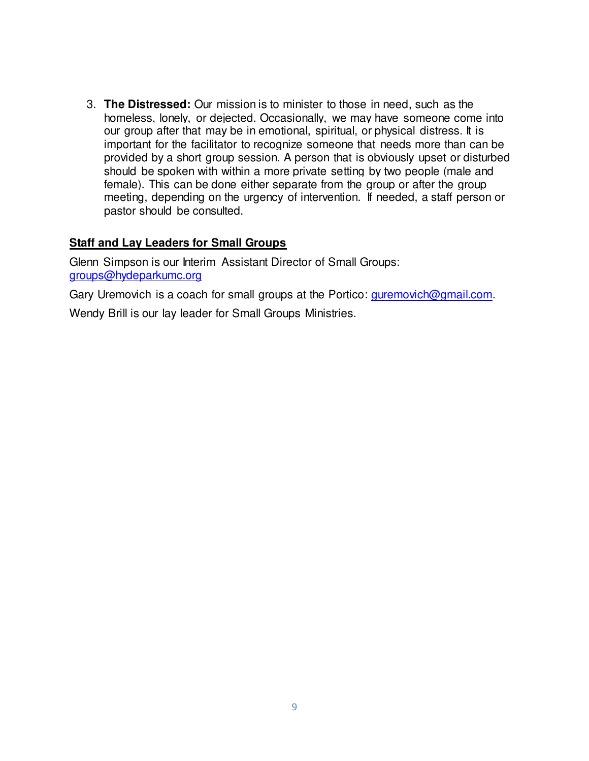3. **The Distressed:** Our mission is to minister to those in need, such as the homeless, lonely, or dejected. Occasionally, we may have someone come into our group after that may be in emotional, spiritual, or physical distress. It is important for the facilitator to recognize someone that needs more than can be provided by a short group session. A person that is obviously upset or disturbed should be spoken with within a more private setting by two people (male and female). This can be done either separate from the group or after the group meeting, depending on the urgency of intervention. If needed, a staff person or pastor should be consulted.

## Staff and Lay Leaders for Small Groups

Glenn Simpson is our Interim Assistant Director of Small Groups: groups@hydeparkumc.org

Gary Uremovich is a coach for small groups at the Portico: guremovich@gmail.com.

Wendy Brill is our lay leader for Small Groups Ministries.